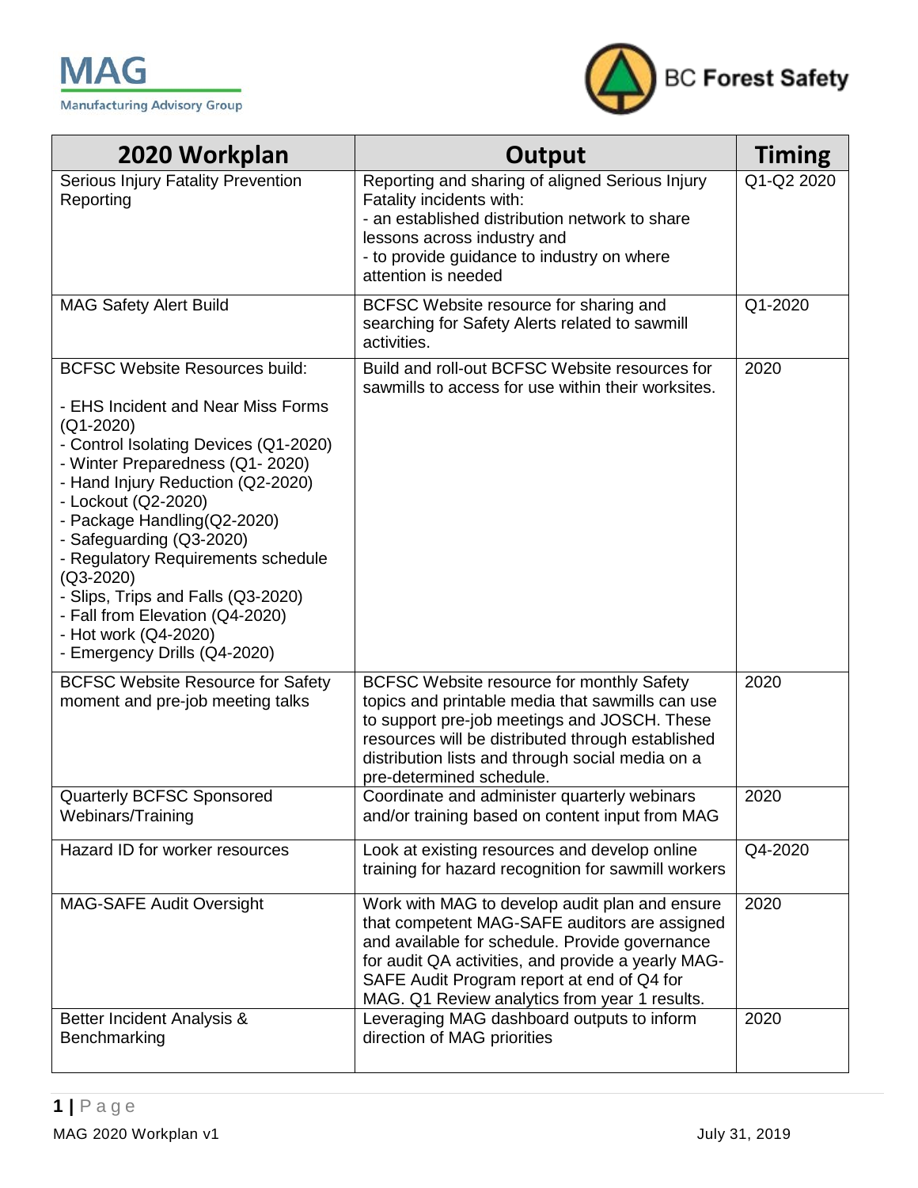MAG

Manufacturing Advisory Group

BC Forest Safety

| 2020 Workplan | Output | Timing |
|---|---|---|
| Serious Injury Fatality Prevention Reporting | Reporting and sharing of aligned Serious Injury Fatality incidents with:<br>- an established distribution network to share lessons across industry and<br>- to provide guidance to industry on where attention is needed | Q1-Q2 2020 |
| MAG Safety Alert Build | BCFSC Website resource for sharing and searching for Safety Alerts related to sawmill activities. | Q1-2020 |
| BCFSC Website Resources build:<br><br>- EHS Incident and Near Miss Forms (Q1-2020)<br>- Control Isolating Devices (Q1-2020)<br>- Winter Preparedness (Q1- 2020)<br>- Hand Injury Reduction (Q2-2020)<br>- Lockout (Q2-2020)<br>- Package Handling(Q2-2020)<br>- Safeguarding (Q3-2020)<br>- Regulatory Requirements schedule (Q3-2020)<br>- Slips, Trips and Falls (Q3-2020)<br>- Fall from Elevation (Q4-2020)<br>- Hot work (Q4-2020)<br>- Emergency Drills (Q4-2020) | Build and roll-out BCFSC Website resources for sawmills to access for use within their worksites. | 2020 |
| BCFSC Website Resource for Safety moment and pre-job meeting talks | BCFSC Website resource for monthly Safety topics and printable media that sawmills can use to support pre-job meetings and JOSCH. These resources will be distributed through established distribution lists and through social media on a pre-determined schedule. | 2020 |
| Quarterly BCFSC Sponsored Webinars/Training | Coordinate and administer quarterly webinars and/or training based on content input from MAG | 2020 |
| Hazard ID for worker resources | Look at existing resources and develop online training for hazard recognition for sawmill workers | Q4-2020 |
| MAG-SAFE Audit Oversight | Work with MAG to develop audit plan and ensure that competent MAG-SAFE auditors are assigned and available for schedule. Provide governance for audit QA activities, and provide a yearly MAG-SAFE Audit Program report at end of Q4 for MAG. Q1 Review analytics from year 1 results. | 2020 |
| Better Incident Analysis & Benchmarking | Leveraging MAG dashboard outputs to inform direction of MAG priorities | 2020 |

MAG 2020 Workplan v1 July 31, 2019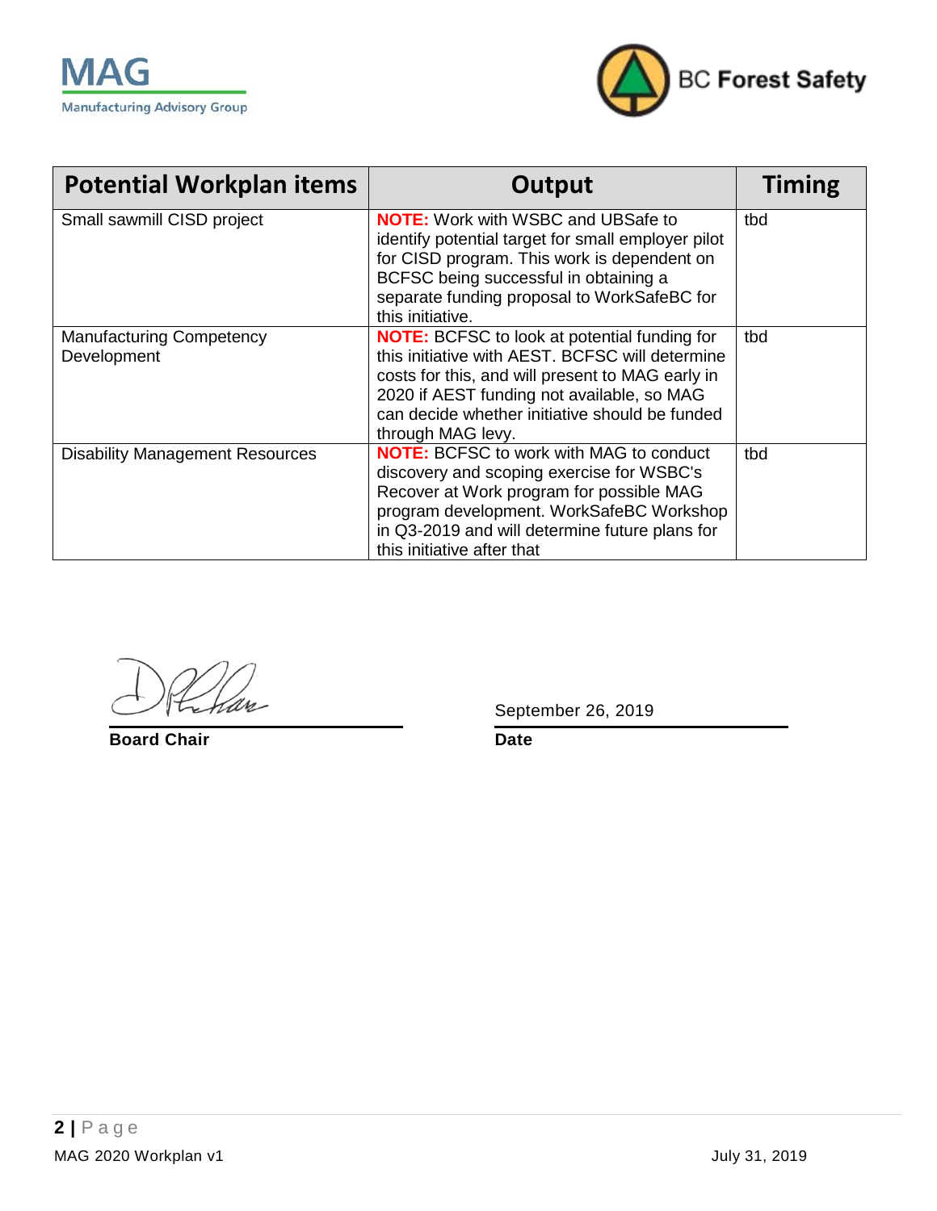| Potential Workplan items | Output | Timing |
|---|---|---|
| Small sawmill CISD project | **NOTE:** Work with WSBC and UBSafe to identify potential target for small employer pilot for CISD program. This work is dependent on BCFSC being successful in obtaining a separate funding proposal to WorkSafeBC for this initiative. | tbd |
| Manufacturing Competency Development | **NOTE:** BCFSC to look at potential funding for this initiative with AEST. BCFSC will determine costs for this, and will present to MAG early in 2020 if AEST funding not available, so MAG can decide whether initiative should be funded through MAG levy. | tbd |
| Disability Management Resources | **NOTE:** BCFSC to work with MAG to conduct discovery and scoping exercise for WSBC's Recover at Work program for possible MAG program development. WorkSafeBC Workshop in Q3-2019 and will determine future plans for this initiative after that | tbd |

**Board Chair**

September 26, 2019

**Date**